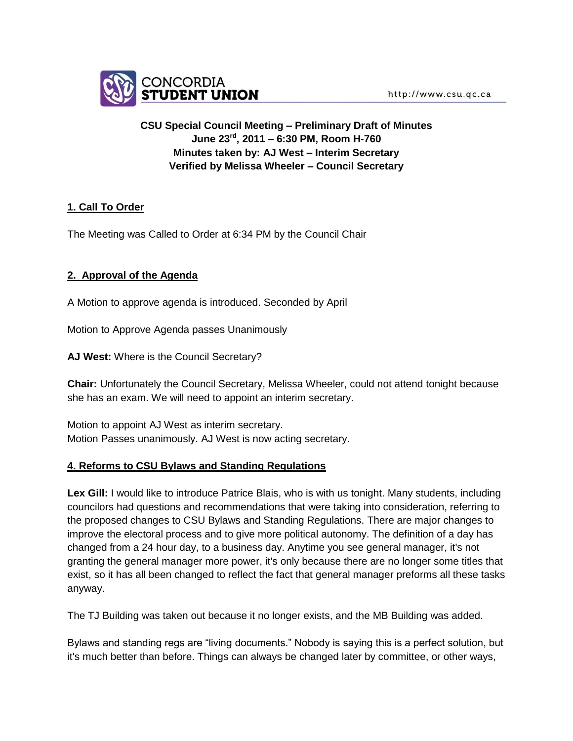**CSU Special Council Meeting – Preliminary Draft of Minutes**
**June 23rd, 2011 – 6:30 PM, Room H-760**
**Minutes taken by: AJ West – Interim Secretary**
**Verified by Melissa Wheeler – Council Secretary**

## 1. Call To Order

The Meeting was Called to Order at 6:34 PM by the Council Chair

## 2. Approval of the Agenda

A Motion to approve agenda is introduced. Seconded by April

Motion to Approve Agenda passes Unanimously

**AJ West:** Where is the Council Secretary?

**Chair:** Unfortunately the Council Secretary, Melissa Wheeler, could not attend tonight because she has an exam. We will need to appoint an interim secretary.

Motion to appoint AJ West as interim secretary.
Motion Passes unanimously. AJ West is now acting secretary.

## 4. Reforms to CSU Bylaws and Standing Regulations

**Lex Gill:** I would like to introduce Patrice Blais, who is with us tonight. Many students, including councilors had questions and recommendations that were taking into consideration, referring to the proposed changes to CSU Bylaws and Standing Regulations. There are major changes to improve the electoral process and to give more political autonomy. The definition of a day has changed from a 24 hour day, to a business day. Anytime you see general manager, it's not granting the general manager more power, it's only because there are no longer some titles that exist, so it has all been changed to reflect the fact that general manager preforms all these tasks anyway.

The TJ Building was taken out because it no longer exists, and the MB Building was added.

Bylaws and standing regs are "living documents." Nobody is saying this is a perfect solution, but it's much better than before. Things can always be changed later by committee, or other ways,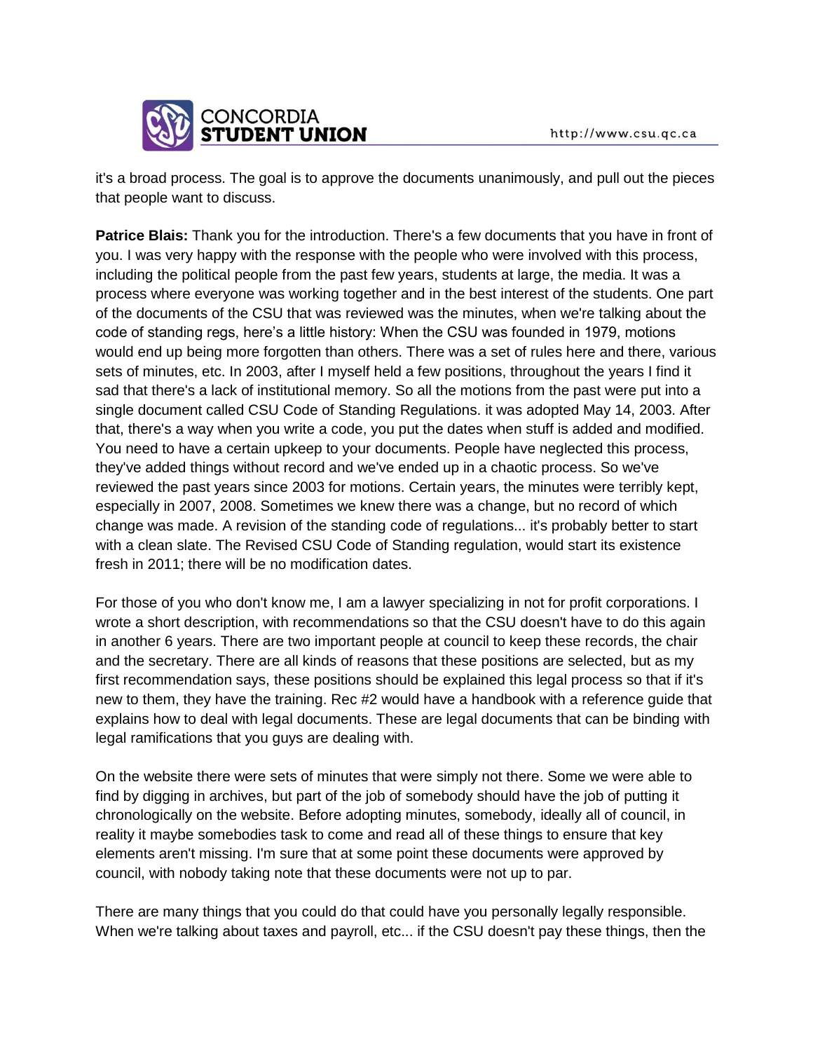it's a broad process. The goal is to approve the documents unanimously, and pull out the pieces that people want to discuss.

**Patrice Blais:** Thank you for the introduction. There's a few documents that you have in front of you. I was very happy with the response with the people who were involved with this process, including the political people from the past few years, students at large, the media. It was a process where everyone was working together and in the best interest of the students. One part of the documents of the CSU that was reviewed was the minutes, when we're talking about the code of standing regs, here's a little history: When the CSU was founded in 1979, motions would end up being more forgotten than others. There was a set of rules here and there, various sets of minutes, etc. In 2003, after I myself held a few positions, throughout the years I find it sad that there's a lack of institutional memory. So all the motions from the past were put into a single document called CSU Code of Standing Regulations. it was adopted May 14, 2003. After that, there's a way when you write a code, you put the dates when stuff is added and modified. You need to have a certain upkeep to your documents. People have neglected this process, they've added things without record and we've ended up in a chaotic process. So we've reviewed the past years since 2003 for motions. Certain years, the minutes were terribly kept, especially in 2007, 2008. Sometimes we knew there was a change, but no record of which change was made. A revision of the standing code of regulations... it's probably better to start with a clean slate. The Revised CSU Code of Standing regulation, would start its existence fresh in 2011; there will be no modification dates.

For those of you who don't know me, I am a lawyer specializing in not for profit corporations. I wrote a short description, with recommendations so that the CSU doesn't have to do this again in another 6 years. There are two important people at council to keep these records, the chair and the secretary. There are all kinds of reasons that these positions are selected, but as my first recommendation says, these positions should be explained this legal process so that if it's new to them, they have the training. Rec #2 would have a handbook with a reference guide that explains how to deal with legal documents. These are legal documents that can be binding with legal ramifications that you guys are dealing with.

On the website there were sets of minutes that were simply not there. Some we were able to find by digging in archives, but part of the job of somebody should have the job of putting it chronologically on the website. Before adopting minutes, somebody, ideally all of council, in reality it maybe somebodies task to come and read all of these things to ensure that key elements aren't missing. I'm sure that at some point these documents were approved by council, with nobody taking note that these documents were not up to par.

There are many things that you could do that could have you personally legally responsible. When we're talking about taxes and payroll, etc... if the CSU doesn't pay these things, then the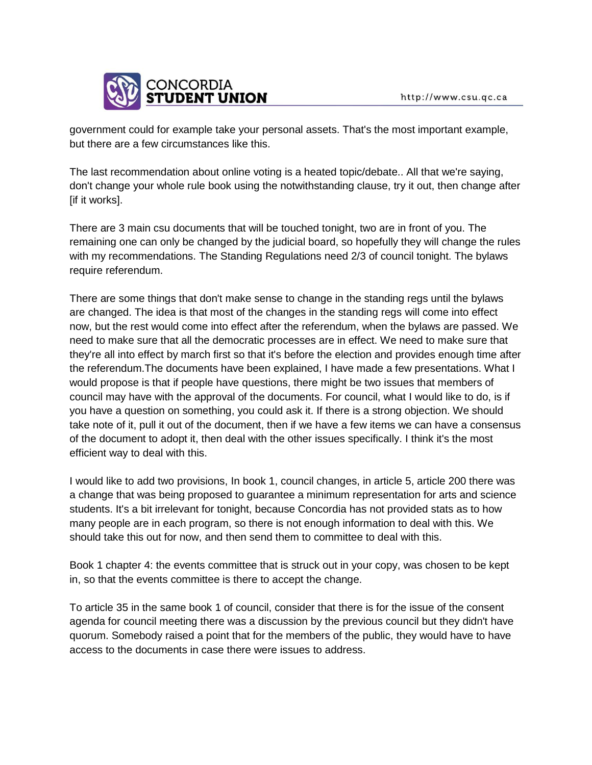government could for example take your personal assets. That's the most important example, but there are a few circumstances like this.

The last recommendation about online voting is a heated topic/debate.. All that we're saying, don't change your whole rule book using the notwithstanding clause, try it out, then change after [if it works].

There are 3 main csu documents that will be touched tonight, two are in front of you. The remaining one can only be changed by the judicial board, so hopefully they will change the rules with my recommendations. The Standing Regulations need 2/3 of council tonight. The bylaws require referendum.

There are some things that don't make sense to change in the standing regs until the bylaws are changed. The idea is that most of the changes in the standing regs will come into effect now, but the rest would come into effect after the referendum, when the bylaws are passed. We need to make sure that all the democratic processes are in effect. We need to make sure that they're all into effect by march first so that it's before the election and provides enough time after the referendum.The documents have been explained, I have made a few presentations. What I would propose is that if people have questions, there might be two issues that members of council may have with the approval of the documents. For council, what I would like to do, is if you have a question on something, you could ask it. If there is a strong objection. We should take note of it, pull it out of the document, then if we have a few items we can have a consensus of the document to adopt it, then deal with the other issues specifically. I think it's the most efficient way to deal with this.

I would like to add two provisions, In book 1, council changes, in article 5, article 200 there was a change that was being proposed to guarantee a minimum representation for arts and science students. It's a bit irrelevant for tonight, because Concordia has not provided stats as to how many people are in each program, so there is not enough information to deal with this. We should take this out for now, and then send them to committee to deal with this.

Book 1 chapter 4: the events committee that is struck out in your copy, was chosen to be kept in, so that the events committee is there to accept the change.

To article 35 in the same book 1 of council, consider that there is for the issue of the consent agenda for council meeting there was a discussion by the previous council but they didn't have quorum. Somebody raised a point that for the members of the public, they would have to have access to the documents in case there were issues to address.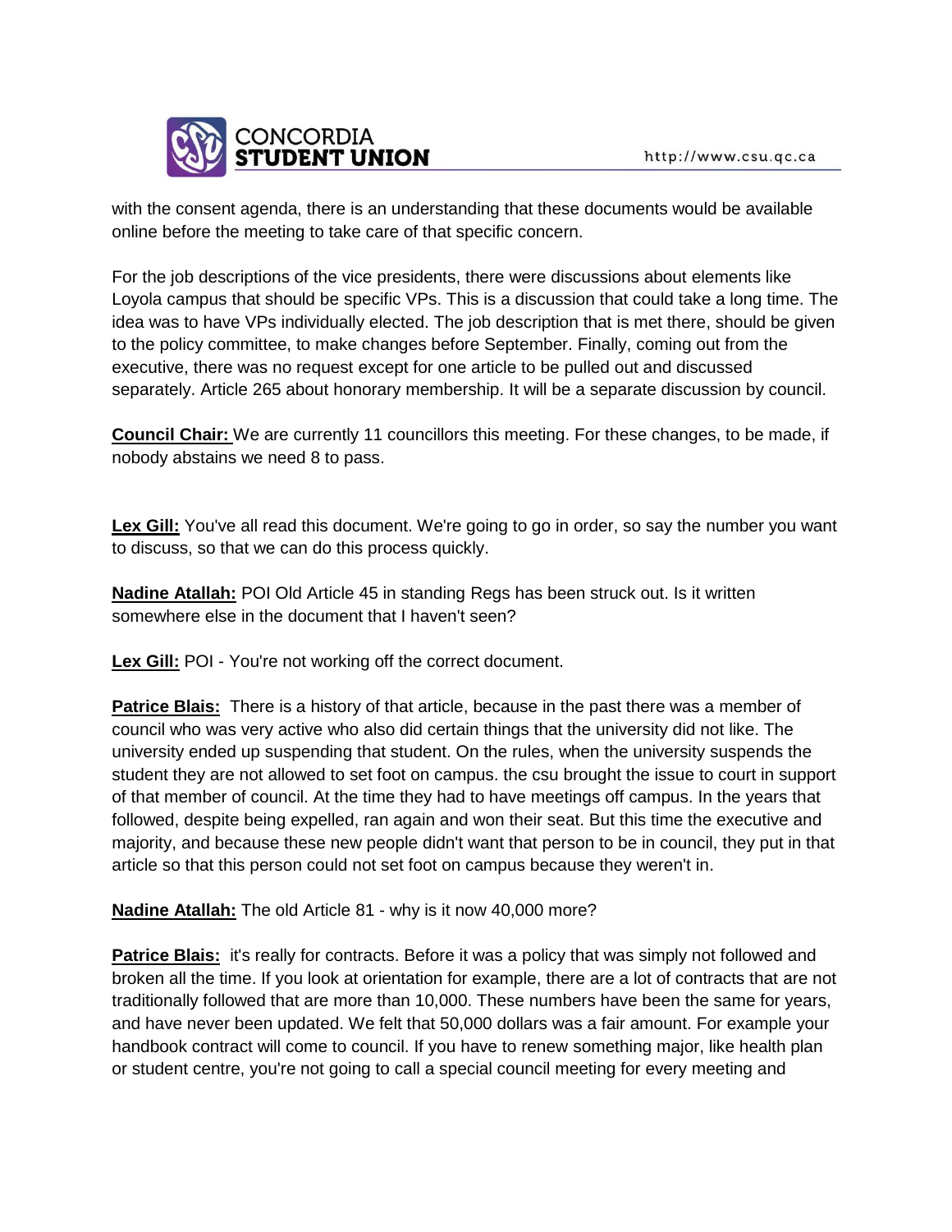with the consent agenda, there is an understanding that these documents would be available online before the meeting to take care of that specific concern.

For the job descriptions of the vice presidents, there were discussions about elements like Loyola campus that should be specific VPs. This is a discussion that could take a long time. The idea was to have VPs individually elected. The job description that is met there, should be given to the policy committee, to make changes before September. Finally, coming out from the executive, there was no request except for one article to be pulled out and discussed separately. Article 265 about honorary membership. It will be a separate discussion by council.

**Council Chair:** We are currently 11 councillors this meeting. For these changes, to be made, if nobody abstains we need 8 to pass.

**Lex Gill:** You've all read this document. We're going to go in order, so say the number you want to discuss, so that we can do this process quickly.

**Nadine Atallah:** POI Old Article 45 in standing Regs has been struck out. Is it written somewhere else in the document that I haven't seen?

**Lex Gill:** POI - You're not working off the correct document.

**Patrice Blais:** There is a history of that article, because in the past there was a member of council who was very active who also did certain things that the university did not like. The university ended up suspending that student. On the rules, when the university suspends the student they are not allowed to set foot on campus. the csu brought the issue to court in support of that member of council. At the time they had to have meetings off campus. In the years that followed, despite being expelled, ran again and won their seat. But this time the executive and majority, and because these new people didn't want that person to be in council, they put in that article so that this person could not set foot on campus because they weren't in.

**Nadine Atallah:** The old Article 81 - why is it now 40,000 more?

**Patrice Blais:** it's really for contracts. Before it was a policy that was simply not followed and broken all the time. If you look at orientation for example, there are a lot of contracts that are not traditionally followed that are more than 10,000. These numbers have been the same for years, and have never been updated. We felt that 50,000 dollars was a fair amount. For example your handbook contract will come to council. If you have to renew something major, like health plan or student centre, you're not going to call a special council meeting for every meeting and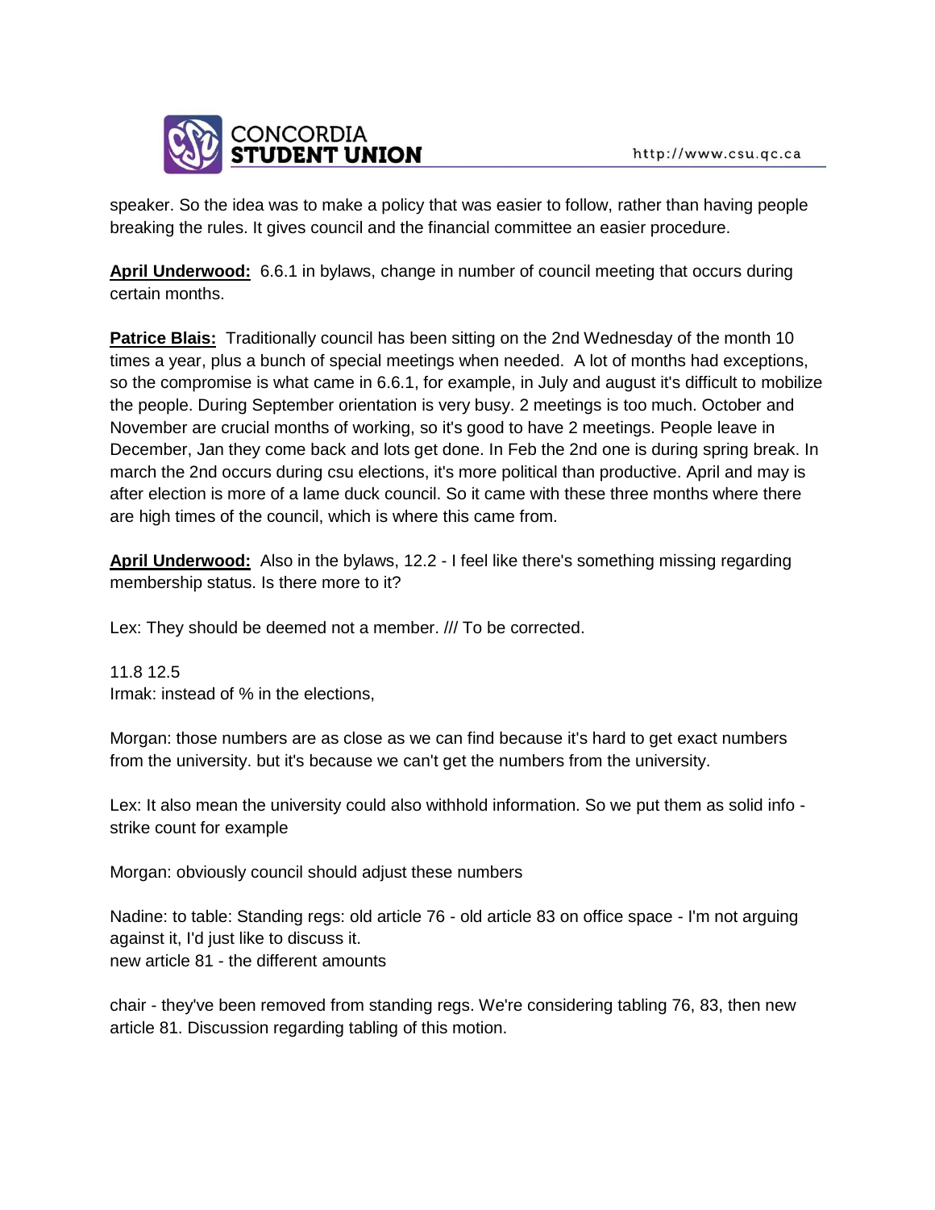speaker. So the idea was to make a policy that was easier to follow, rather than having people breaking the rules. It gives council and the financial committee an easier procedure.

**April Underwood:** 6.6.1 in bylaws, change in number of council meeting that occurs during certain months.

**Patrice Blais:** Traditionally council has been sitting on the 2nd Wednesday of the month 10 times a year, plus a bunch of special meetings when needed. A lot of months had exceptions, so the compromise is what came in 6.6.1, for example, in July and august it's difficult to mobilize the people. During September orientation is very busy. 2 meetings is too much. October and November are crucial months of working, so it's good to have 2 meetings. People leave in December, Jan they come back and lots get done. In Feb the 2nd one is during spring break. In march the 2nd occurs during csu elections, it's more political than productive. April and may is after election is more of a lame duck council. So it came with these three months where there are high times of the council, which is where this came from.

**April Underwood:** Also in the bylaws, 12.2 - I feel like there's something missing regarding membership status. Is there more to it?

Lex: They should be deemed not a member. /// To be corrected.

11.8 12.5
Irmak: instead of % in the elections,

Morgan: those numbers are as close as we can find because it's hard to get exact numbers from the university. but it's because we can't get the numbers from the university.

Lex: It also mean the university could also withhold information. So we put them as solid info - strike count for example

Morgan: obviously council should adjust these numbers

Nadine: to table: Standing regs: old article 76 - old article 83 on office space - I'm not arguing against it, I'd just like to discuss it.
new article 81 - the different amounts

chair - they've been removed from standing regs. We're considering tabling 76, 83, then new article 81. Discussion regarding tabling of this motion.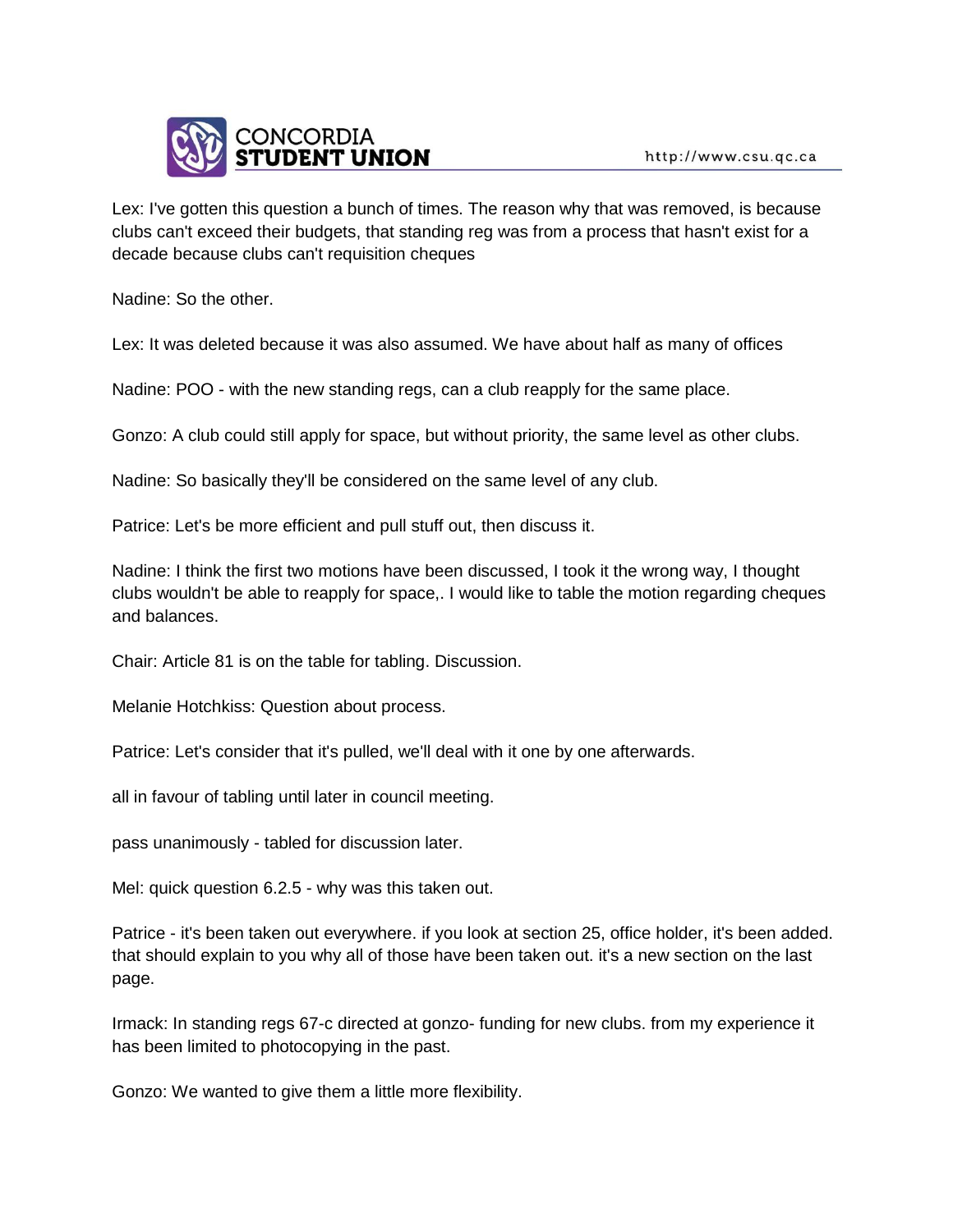Lex: I've gotten this question a bunch of times. The reason why that was removed, is because clubs can't exceed their budgets, that standing reg was from a process that hasn't exist for a decade because clubs can't requisition cheques

Nadine: So the other.

Lex: It was deleted because it was also assumed. We have about half as many of offices

Nadine: POO - with the new standing regs, can a club reapply for the same place.

Gonzo: A club could still apply for space, but without priority, the same level as other clubs.

Nadine: So basically they'll be considered on the same level of any club.

Patrice: Let's be more efficient and pull stuff out, then discuss it.

Nadine: I think the first two motions have been discussed, I took it the wrong way, I thought clubs wouldn't be able to reapply for space,. I would like to table the motion regarding cheques and balances.

Chair: Article 81 is on the table for tabling. Discussion.

Melanie Hotchkiss: Question about process.

Patrice: Let's consider that it's pulled, we'll deal with it one by one afterwards.

all in favour of tabling until later in council meeting.

pass unanimously - tabled for discussion later.

Mel: quick question 6.2.5 - why was this taken out.

Patrice - it's been taken out everywhere. if you look at section 25, office holder, it's been added. that should explain to you why all of those have been taken out. it's a new section on the last page.

Irmack: In standing regs 67-c directed at gonzo- funding for new clubs. from my experience it has been limited to photocopying in the past.

Gonzo: We wanted to give them a little more flexibility.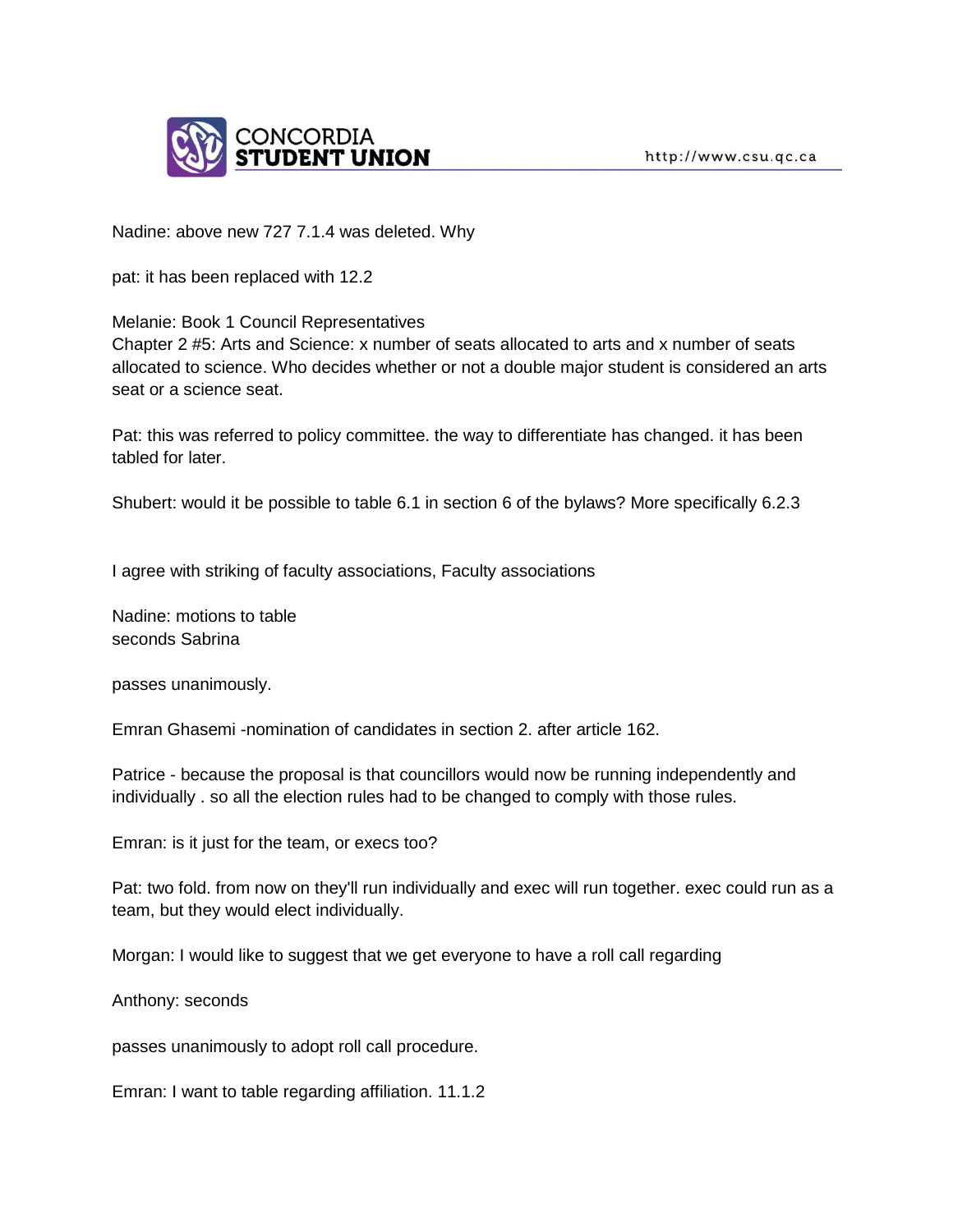Nadine: above new 727 7.1.4 was deleted. Why

pat: it has been replaced with 12.2

Melanie: Book 1 Council Representatives
Chapter 2 #5: Arts and Science: x number of seats allocated to arts and x number of seats allocated to science. Who decides whether or not a double major student is considered an arts seat or a science seat.

Pat: this was referred to policy committee. the way to differentiate has changed. it has been tabled for later.

Shubert: would it be possible to table 6.1 in section 6 of the bylaws? More specifically 6.2.3

I agree with striking of faculty associations, Faculty associations

Nadine: motions to table
seconds Sabrina

passes unanimously.

Emran Ghasemi -nomination of candidates in section 2. after article 162.

Patrice - because the proposal is that councillors would now be running independently and individually . so all the election rules had to be changed to comply with those rules.

Emran: is it just for the team, or execs too?

Pat: two fold. from now on they'll run individually and exec will run together. exec could run as a team, but they would elect individually.

Morgan: I would like to suggest that we get everyone to have a roll call regarding

Anthony: seconds

passes unanimously to adopt roll call procedure.

Emran: I want to table regarding affiliation. 11.1.2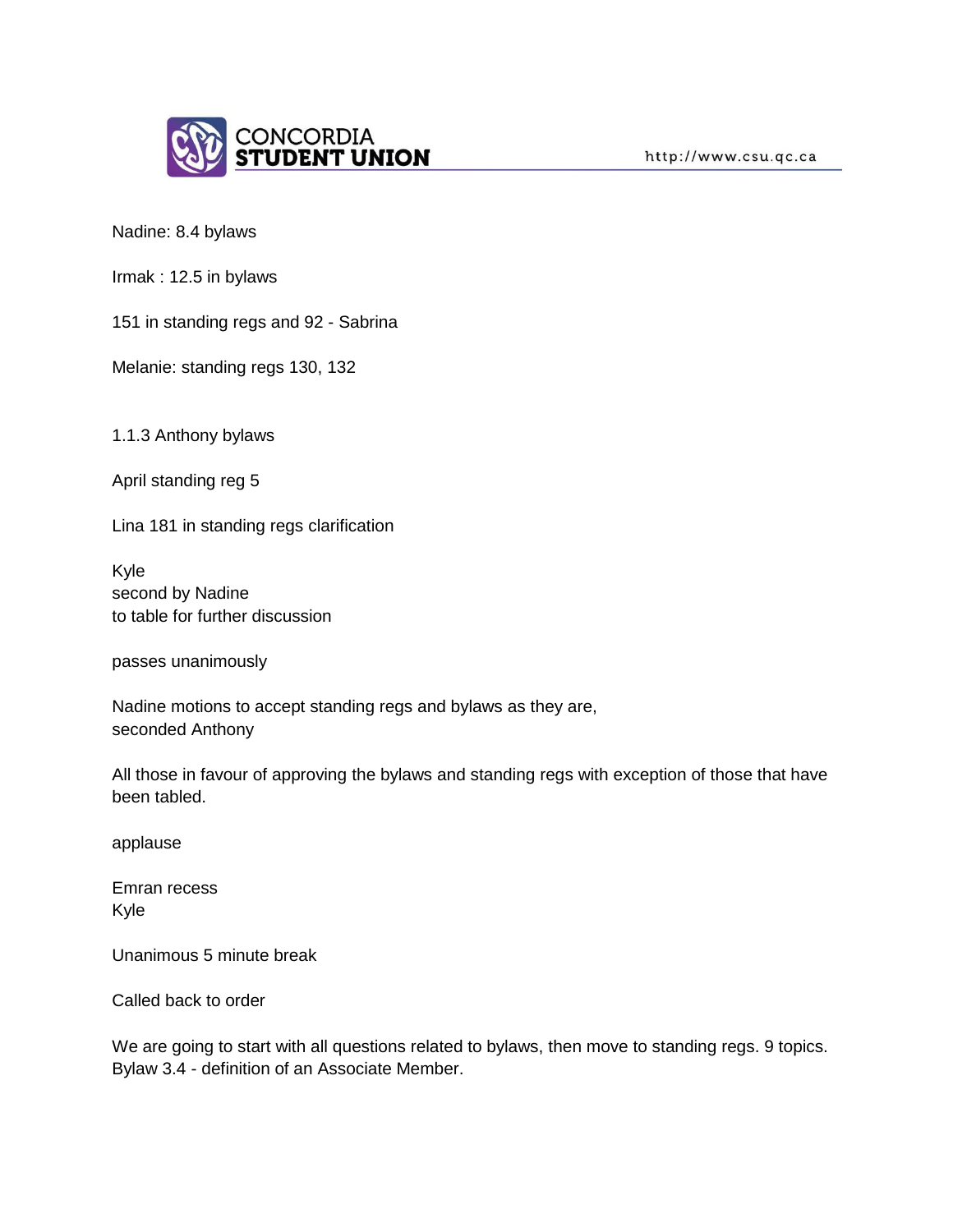Nadine: 8.4 bylaws

Irmak : 12.5 in bylaws

151 in standing regs and 92 - Sabrina

Melanie: standing regs 130, 132

1.1.3 Anthony bylaws

April standing reg 5

Lina 181 in standing regs clarification

Kyle
second by Nadine
to table for further discussion

passes unanimously

Nadine motions to accept standing regs and bylaws as they are,
seconded Anthony

All those in favour of approving the bylaws and standing regs with exception of those that have been tabled.

applause

Emran recess
Kyle

Unanimous 5 minute break

Called back to order

We are going to start with all questions related to bylaws, then move to standing regs. 9 topics.
Bylaw 3.4 - definition of an Associate Member.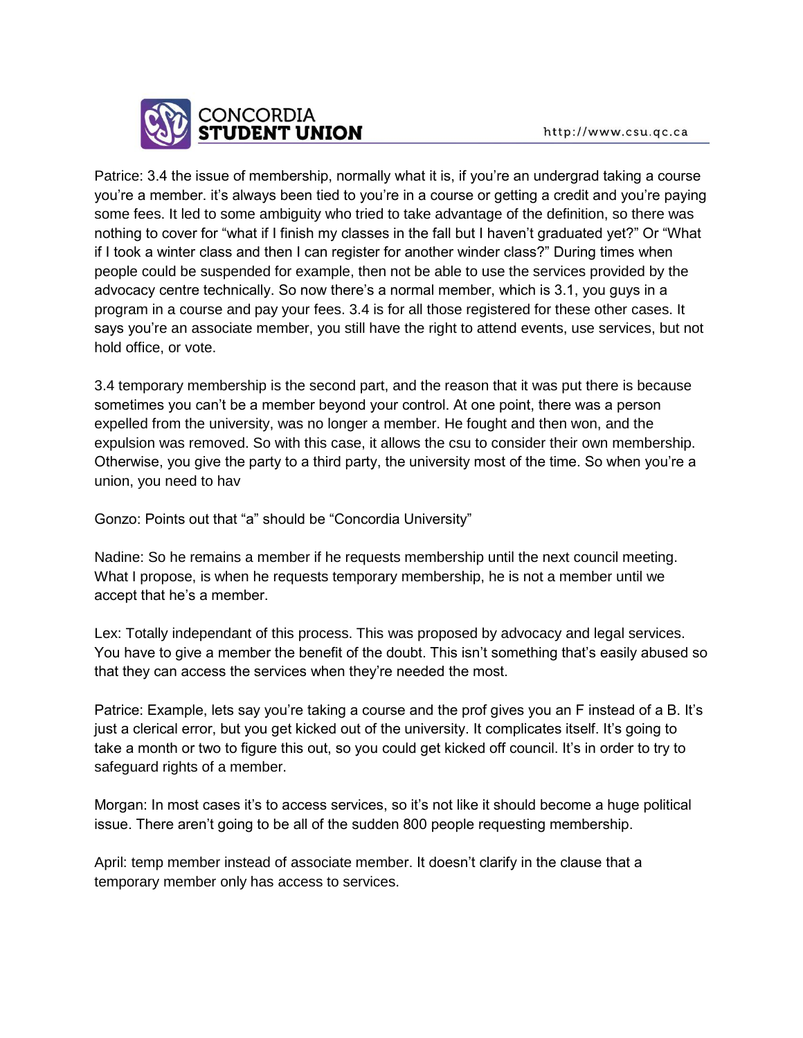Patrice: 3.4 the issue of membership, normally what it is, if you're an undergrad taking a course you're a member. it's always been tied to you're in a course or getting a credit and you're paying some fees. It led to some ambiguity who tried to take advantage of the definition, so there was nothing to cover for "what if I finish my classes in the fall but I haven't graduated yet?" Or "What if I took a winter class and then I can register for another winder class?" During times when people could be suspended for example, then not be able to use the services provided by the advocacy centre technically. So now there's a normal member, which is 3.1, you guys in a program in a course and pay your fees. 3.4 is for all those registered for these other cases. It says you're an associate member, you still have the right to attend events, use services, but not hold office, or vote.

3.4 temporary membership is the second part, and the reason that it was put there is because sometimes you can't be a member beyond your control. At one point, there was a person expelled from the university, was no longer a member. He fought and then won, and the expulsion was removed. So with this case, it allows the csu to consider their own membership. Otherwise, you give the party to a third party, the university most of the time. So when you're a union, you need to hav

Gonzo: Points out that "a" should be "Concordia University"

Nadine: So he remains a member if he requests membership until the next council meeting. What I propose, is when he requests temporary membership, he is not a member until we accept that he's a member.

Lex: Totally independant of this process. This was proposed by advocacy and legal services. You have to give a member the benefit of the doubt. This isn't something that's easily abused so that they can access the services when they're needed the most.

Patrice: Example, lets say you're taking a course and the prof gives you an F instead of a B. It's just a clerical error, but you get kicked out of the university. It complicates itself. It's going to take a month or two to figure this out, so you could get kicked off council. It's in order to try to safeguard rights of a member.

Morgan: In most cases it's to access services, so it's not like it should become a huge political issue. There aren't going to be all of the sudden 800 people requesting membership.

April: temp member instead of associate member. It doesn't clarify in the clause that a temporary member only has access to services.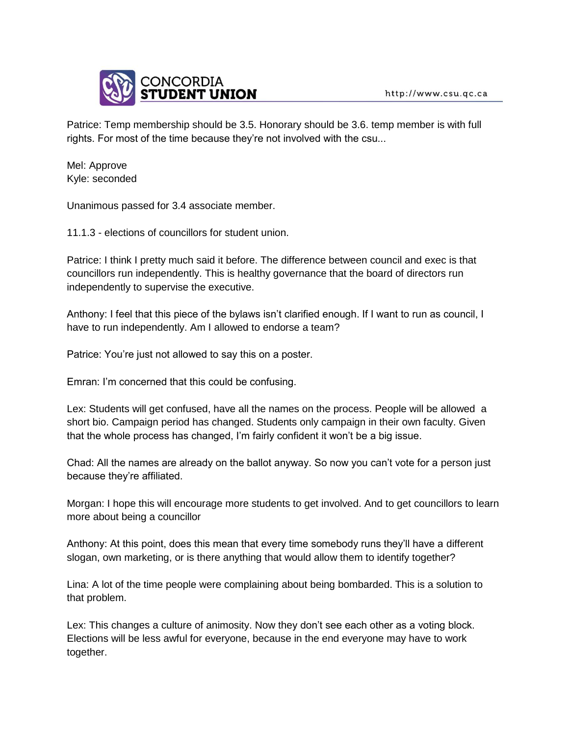Patrice: Temp membership should be 3.5. Honorary should be 3.6. temp member is with full rights. For most of the time because they're not involved with the csu...

Mel: Approve
Kyle: seconded

Unanimous passed for 3.4 associate member.

11.1.3 - elections of councillors for student union.

Patrice: I think I pretty much said it before. The difference between council and exec is that councillors run independently. This is healthy governance that the board of directors run independently to supervise the executive.

Anthony: I feel that this piece of the bylaws isn't clarified enough. If I want to run as council, I have to run independently. Am I allowed to endorse a team?

Patrice: You're just not allowed to say this on a poster.

Emran: I'm concerned that this could be confusing.

Lex: Students will get confused, have all the names on the process. People will be allowed a short bio. Campaign period has changed. Students only campaign in their own faculty. Given that the whole process has changed, I'm fairly confident it won't be a big issue.

Chad: All the names are already on the ballot anyway. So now you can't vote for a person just because they're affiliated.

Morgan: I hope this will encourage more students to get involved. And to get councillors to learn more about being a councillor

Anthony: At this point, does this mean that every time somebody runs they'll have a different slogan, own marketing, or is there anything that would allow them to identify together?

Lina: A lot of the time people were complaining about being bombarded. This is a solution to that problem.

Lex: This changes a culture of animosity. Now they don't see each other as a voting block. Elections will be less awful for everyone, because in the end everyone may have to work together.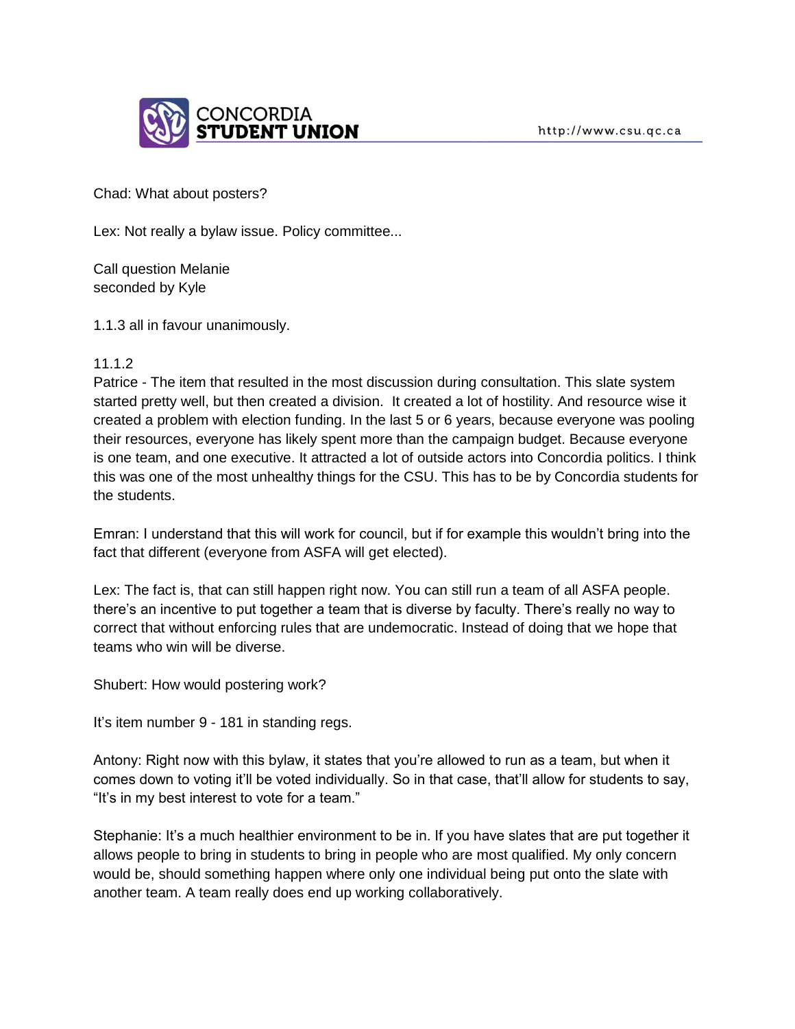Chad: What about posters?

Lex: Not really a bylaw issue. Policy committee...

Call question Melanie
seconded by Kyle

1.1.3 all in favour unanimously.

11.1.2
Patrice - The item that resulted in the most discussion during consultation. This slate system started pretty well, but then created a division. It created a lot of hostility. And resource wise it created a problem with election funding. In the last 5 or 6 years, because everyone was pooling their resources, everyone has likely spent more than the campaign budget. Because everyone is one team, and one executive. It attracted a lot of outside actors into Concordia politics. I think this was one of the most unhealthy things for the CSU. This has to be by Concordia students for the students.

Emran: I understand that this will work for council, but if for example this wouldn't bring into the fact that different (everyone from ASFA will get elected).

Lex: The fact is, that can still happen right now. You can still run a team of all ASFA people. there's an incentive to put together a team that is diverse by faculty. There's really no way to correct that without enforcing rules that are undemocratic. Instead of doing that we hope that teams who win will be diverse.

Shubert: How would postering work?

It's item number 9 - 181 in standing regs.

Antony: Right now with this bylaw, it states that you're allowed to run as a team, but when it comes down to voting it'll be voted individually. So in that case, that'll allow for students to say, "It's in my best interest to vote for a team."

Stephanie: It's a much healthier environment to be in. If you have slates that are put together it allows people to bring in students to bring in people who are most qualified. My only concern would be, should something happen where only one individual being put onto the slate with another team. A team really does end up working collaboratively.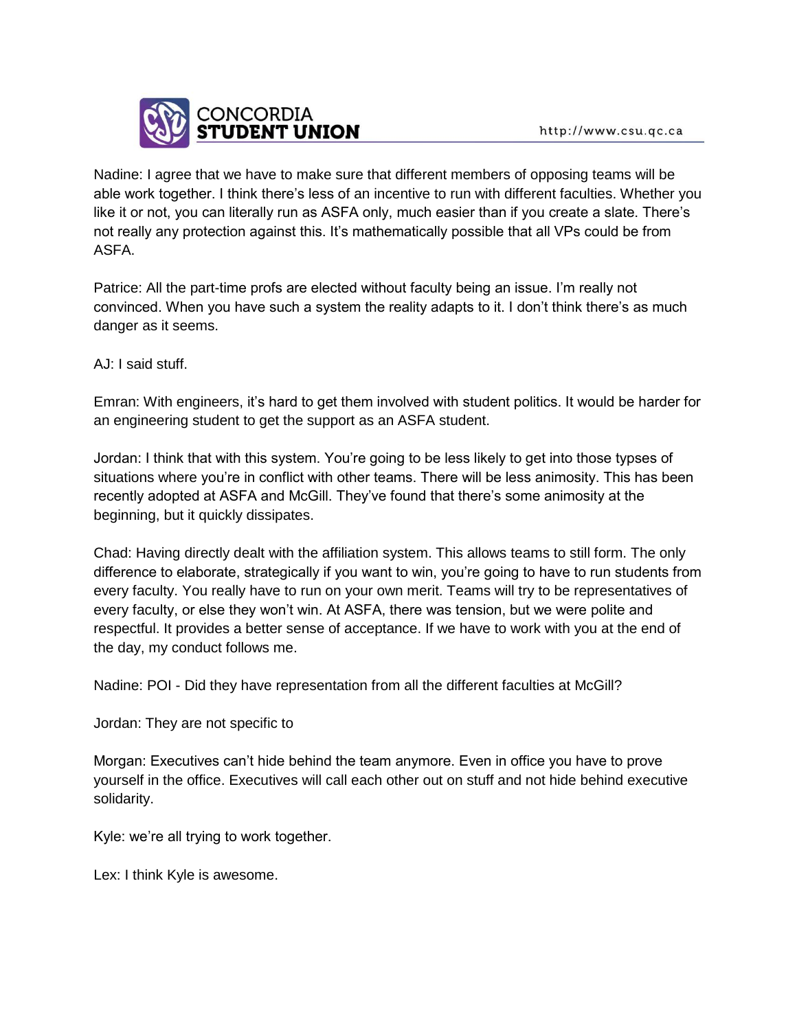Nadine: I agree that we have to make sure that different members of opposing teams will be able work together. I think there's less of an incentive to run with different faculties. Whether you like it or not, you can literally run as ASFA only, much easier than if you create a slate. There's not really any protection against this. It's mathematically possible that all VPs could be from ASFA.

Patrice: All the part-time profs are elected without faculty being an issue. I'm really not convinced. When you have such a system the reality adapts to it. I don't think there's as much danger as it seems.

AJ: I said stuff.

Emran: With engineers, it's hard to get them involved with student politics. It would be harder for an engineering student to get the support as an ASFA student.

Jordan: I think that with this system. You're going to be less likely to get into those typses of situations where you're in conflict with other teams. There will be less animosity. This has been recently adopted at ASFA and McGill. They've found that there's some animosity at the beginning, but it quickly dissipates.

Chad: Having directly dealt with the affiliation system. This allows teams to still form. The only difference to elaborate, strategically if you want to win, you're going to have to run students from every faculty. You really have to run on your own merit. Teams will try to be representatives of every faculty, or else they won't win. At ASFA, there was tension, but we were polite and respectful. It provides a better sense of acceptance. If we have to work with you at the end of the day, my conduct follows me.

Nadine: POI - Did they have representation from all the different faculties at McGill?

Jordan: They are not specific to

Morgan: Executives can't hide behind the team anymore. Even in office you have to prove yourself in the office. Executives will call each other out on stuff and not hide behind executive solidarity.

Kyle: we're all trying to work together.

Lex: I think Kyle is awesome.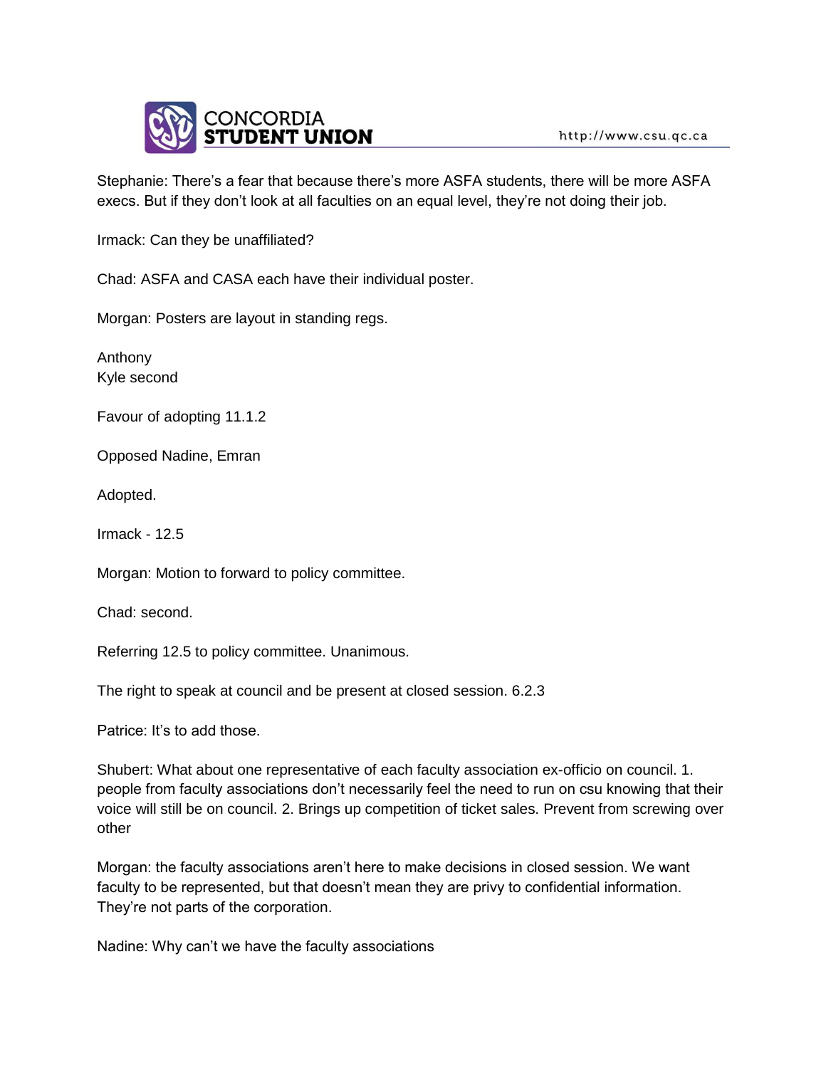Stephanie: There's a fear that because there's more ASFA students, there will be more ASFA execs. But if they don't look at all faculties on an equal level, they're not doing their job.

Irmack: Can they be unaffiliated?

Chad: ASFA and CASA each have their individual poster.

Morgan: Posters are layout in standing regs.

Anthony
Kyle second

Favour of adopting 11.1.2

Opposed Nadine, Emran

Adopted.

Irmack - 12.5

Morgan: Motion to forward to policy committee.

Chad: second.

Referring 12.5 to policy committee. Unanimous.

The right to speak at council and be present at closed session. 6.2.3

Patrice: It's to add those.

Shubert: What about one representative of each faculty association ex-officio on council. 1. people from faculty associations don't necessarily feel the need to run on csu knowing that their voice will still be on council. 2. Brings up competition of ticket sales. Prevent from screwing over other

Morgan: the faculty associations aren't here to make decisions in closed session. We want faculty to be represented, but that doesn't mean they are privy to confidential information. They're not parts of the corporation.

Nadine: Why can't we have the faculty associations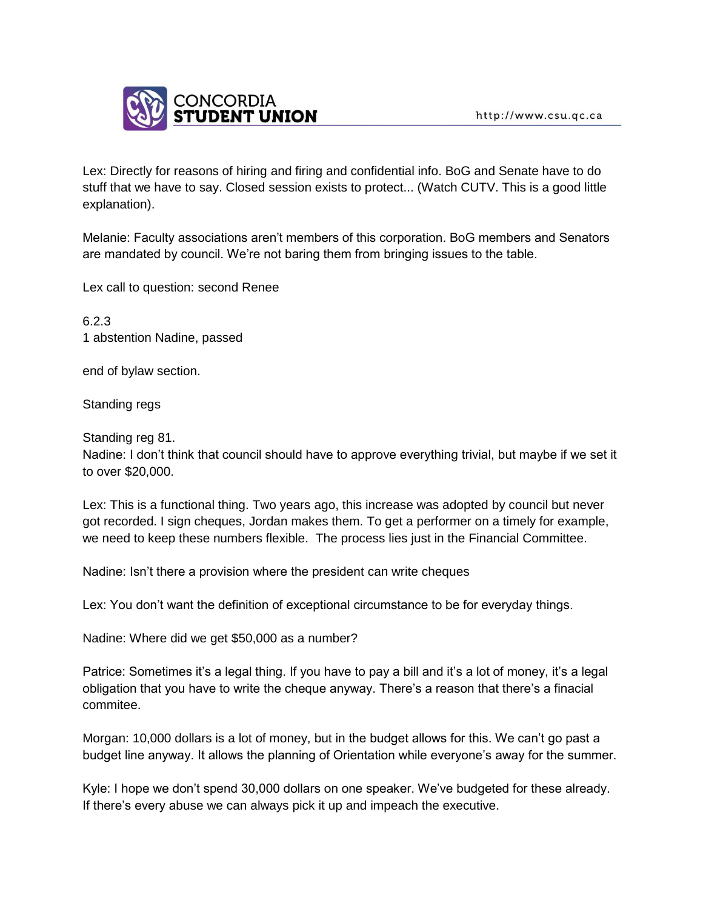Lex: Directly for reasons of hiring and firing and confidential info. BoG and Senate have to do stuff that we have to say. Closed session exists to protect... (Watch CUTV. This is a good little explanation).

Melanie: Faculty associations aren't members of this corporation. BoG members and Senators are mandated by council. We're not baring them from bringing issues to the table.

Lex call to question: second Renee

6.2.3
1 abstention Nadine, passed

end of bylaw section.

Standing regs

Standing reg 81.
Nadine: I don't think that council should have to approve everything trivial, but maybe if we set it to over $20,000.

Lex: This is a functional thing. Two years ago, this increase was adopted by council but never got recorded. I sign cheques, Jordan makes them. To get a performer on a timely for example, we need to keep these numbers flexible. The process lies just in the Financial Committee.

Nadine: Isn't there a provision where the president can write cheques

Lex: You don't want the definition of exceptional circumstance to be for everyday things.

Nadine: Where did we get $50,000 as a number?

Patrice: Sometimes it's a legal thing. If you have to pay a bill and it's a lot of money, it's a legal obligation that you have to write the cheque anyway. There's a reason that there's a finacial commitee.

Morgan: 10,000 dollars is a lot of money, but in the budget allows for this. We can't go past a budget line anyway. It allows the planning of Orientation while everyone's away for the summer.

Kyle: I hope we don't spend 30,000 dollars on one speaker. We've budgeted for these already. If there's every abuse we can always pick it up and impeach the executive.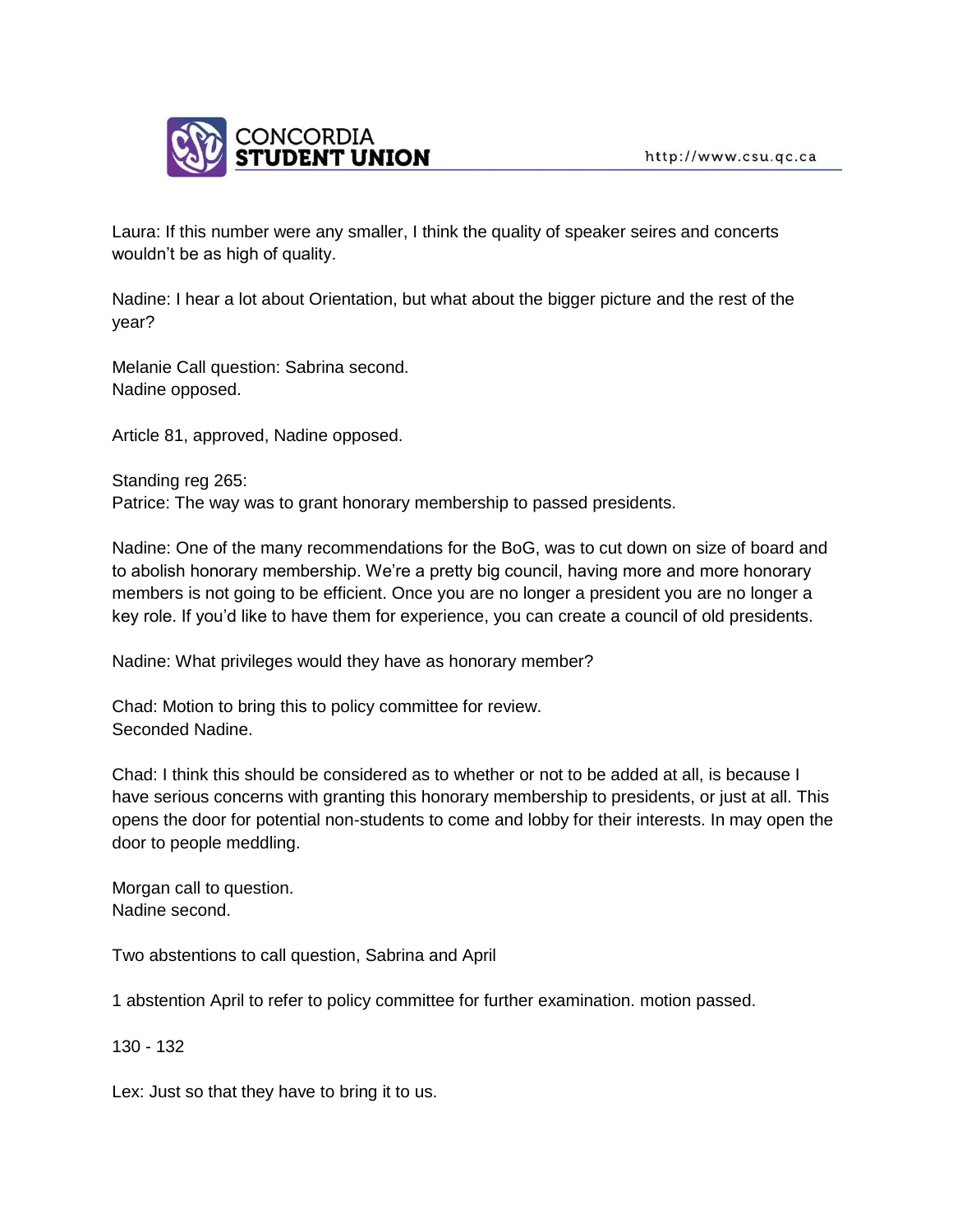Laura: If this number were any smaller, I think the quality of speaker seires and concerts wouldn't be as high of quality.

Nadine: I hear a lot about Orientation, but what about the bigger picture and the rest of the year?

Melanie Call question: Sabrina second.
Nadine opposed.

Article 81, approved, Nadine opposed.

Standing reg 265:
Patrice: The way was to grant honorary membership to passed presidents.

Nadine: One of the many recommendations for the BoG, was to cut down on size of board and to abolish honorary membership. We're a pretty big council, having more and more honorary members is not going to be efficient. Once you are no longer a president you are no longer a key role. If you'd like to have them for experience, you can create a council of old presidents.

Nadine: What privileges would they have as honorary member?

Chad: Motion to bring this to policy committee for review.
Seconded Nadine.

Chad: I think this should be considered as to whether or not to be added at all, is because I have serious concerns with granting this honorary membership to presidents, or just at all. This opens the door for potential non-students to come and lobby for their interests. In may open the door to people meddling.

Morgan call to question.
Nadine second.

Two abstentions to call question, Sabrina and April

1 abstention April to refer to policy committee for further examination. motion passed.

130 - 132

Lex: Just so that they have to bring it to us.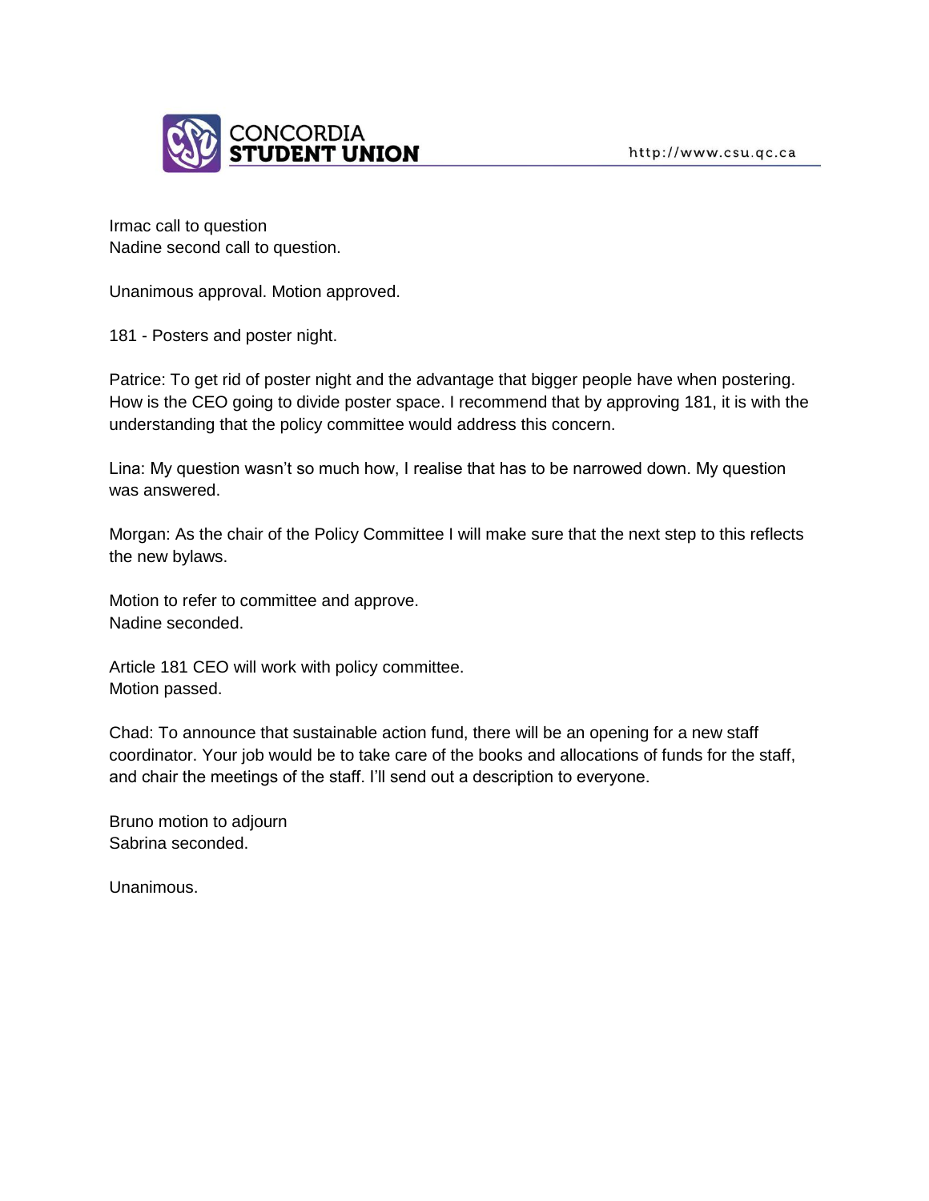Irmac call to question
Nadine second call to question.

Unanimous approval. Motion approved.

181 - Posters and poster night.

Patrice: To get rid of poster night and the advantage that bigger people have when postering. How is the CEO going to divide poster space. I recommend that by approving 181, it is with the understanding that the policy committee would address this concern.

Lina: My question wasn't so much how, I realise that has to be narrowed down. My question was answered.

Morgan: As the chair of the Policy Committee I will make sure that the next step to this reflects the new bylaws.

Motion to refer to committee and approve.
Nadine seconded.

Article 181 CEO will work with policy committee.
Motion passed.

Chad: To announce that sustainable action fund, there will be an opening for a new staff coordinator. Your job would be to take care of the books and allocations of funds for the staff, and chair the meetings of the staff. I'll send out a description to everyone.

Bruno motion to adjourn
Sabrina seconded.

Unanimous.